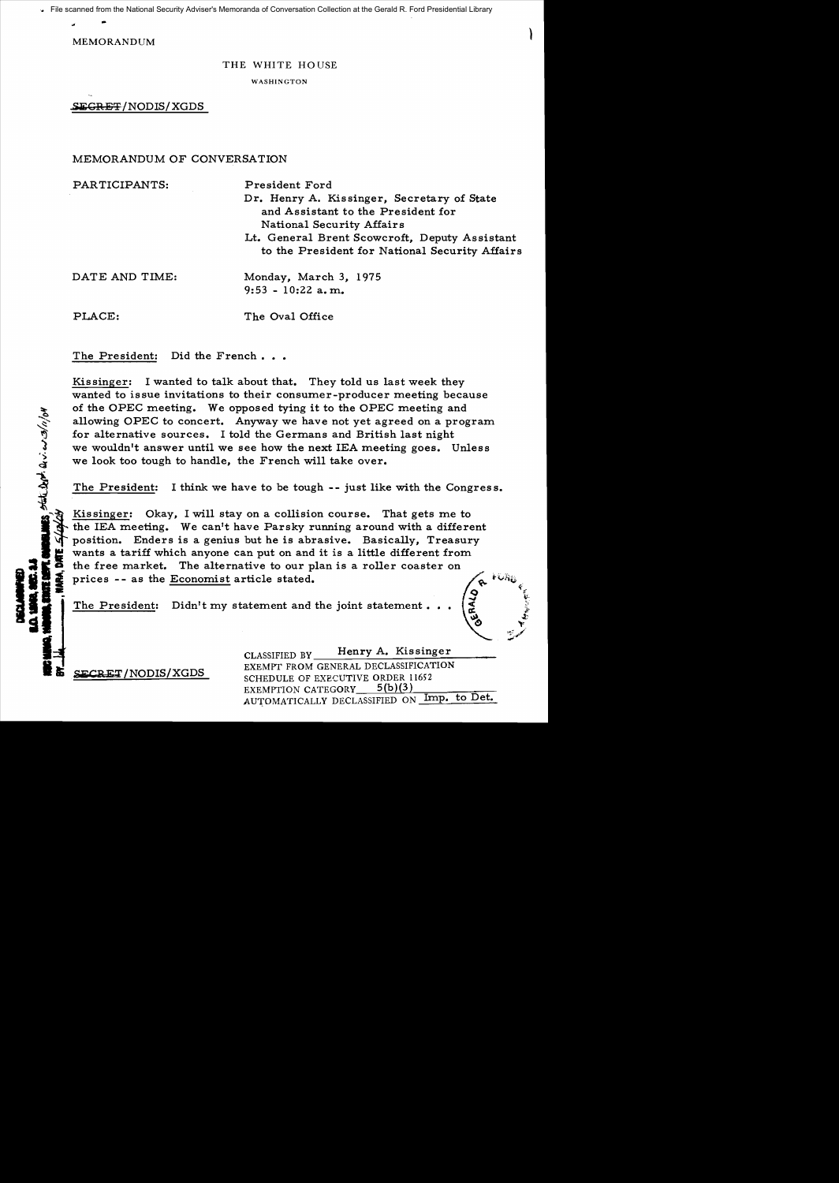MEMORANDUM

THE WHITE HOUSE

WASHINGTON

SECRET/NODIS/XGDS

MEMORANDUM OF CONVERSATION

PARTICIPANTS: President Ford
Dr. Henry A. Kissinger, Secretary of State and Assistant to the President for National Security Affairs
Lt. General Brent Scowcroft, Deputy Assistant to the President for National Security Affairs

DATE AND TIME: Monday, March 3, 1975
9:53 - 10:22 a.m.

PLACE: The Oval Office

The President: Did the French . . .

Kissinger: I wanted to talk about that. They told us last week they wanted to issue invitations to their consumer-producer meeting because of the OPEC meeting. We opposed tying it to the OPEC meeting and allowing OPEC to concert. Anyway we have not yet agreed on a program for alternative sources. I told the Germans and British last night we wouldn't answer until we see how the next IEA meeting goes. Unless we look too tough to handle, the French will take over.

The President: I think we have to be tough -- just like with the Congress.

Kissinger: Okay, I will stay on a collision course. That gets me to the IEA meeting. We can't have Parsky running around with a different position. Enders is a genius but he is abrasive. Basically, Treasury wants a tariff which anyone can put on and it is a little different from the free market. The alternative to our plan is a roller coaster on prices -- as the Economist article stated.

The President: Didn't my statement and the joint statement . . .

CLASSIFIED BY Henry A. Kissinger
EXEMPT FROM GENERAL DECLASSIFICATION
SCHEDULE OF EXECUTIVE ORDER 11652
EXEMPTION CATEGORY 5(b)(3)
AUTOMATICALLY DECLASSIFIED ON Imp. to Det.

SECRET/NODIS/XGDS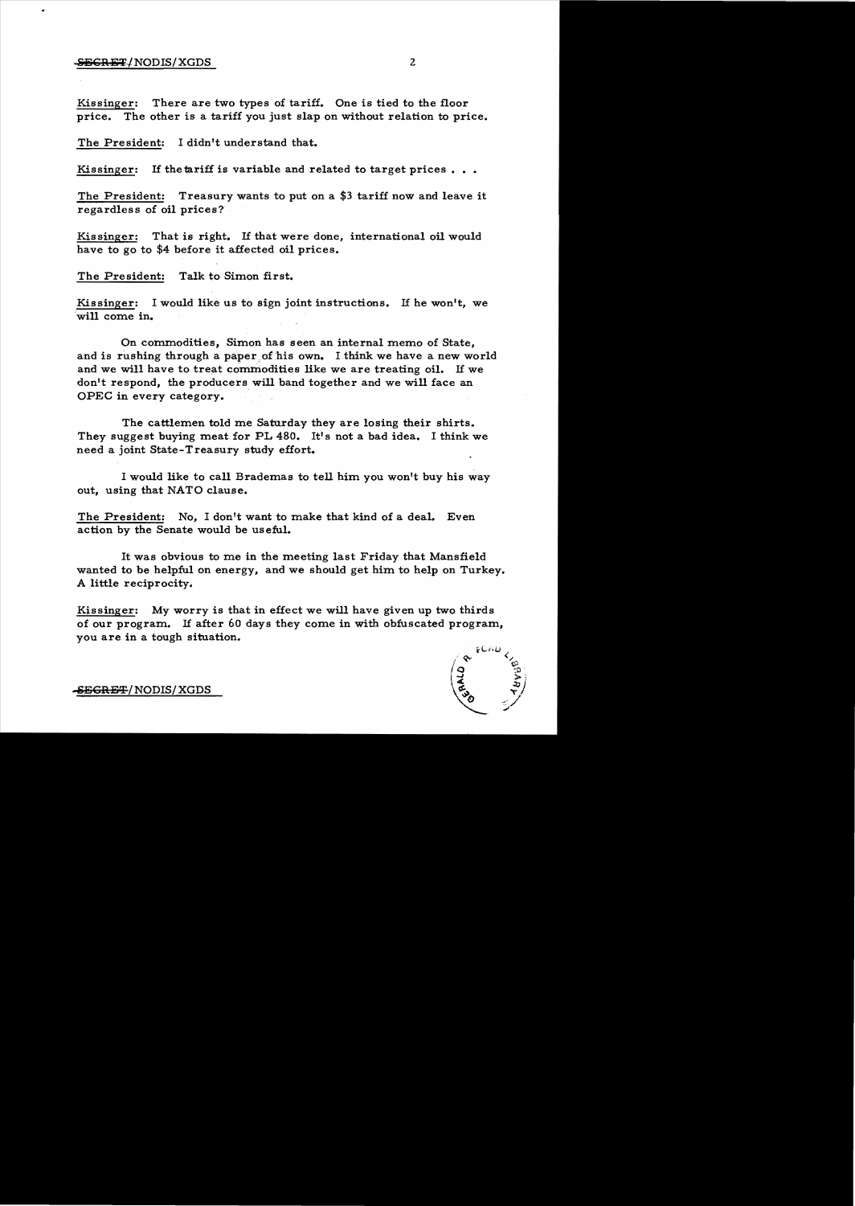Kissinger: There are two types of tariff. One is tied to the floor price. The other is a tariff you just slap on without relation to price.

The President: I didn't understand that.

Kissinger: If the tariff is variable and related to target prices . . .

The President: Treasury wants to put on a $3 tariff now and leave it regardless of oil prices?

Kissinger: That is right. If that were done, international oil would have to go to $4 before it affected oil prices.

The President: Talk to Simon first.

Kissinger: I would like us to sign joint instructions. If he won't, we will come in.

On commodities, Simon has seen an internal memo of State, and is rushing through a paper of his own. I think we have a new world and we will have to treat commodities like we are treating oil. If we don't respond, the producers will band together and we will face an OPEC in every category.

The cattlemen told me Saturday they are losing their shirts. They suggest buying meat for PL 480. It's not a bad idea. I think we need a joint State-Treasury study effort.

I would like to call Brademas to tell him you won't buy his way out, using that NATO clause.

The President: No, I don't want to make that kind of a deal. Even action by the Senate would be useful.

It was obvious to me in the meeting last Friday that Mansfield wanted to be helpful on energy, and we should get him to help on Turkey. A little reciprocity.

Kissinger: My worry is that in effect we will have given up two thirds of our program. If after 60 days they come in with obfuscated program, you are in a tough situation.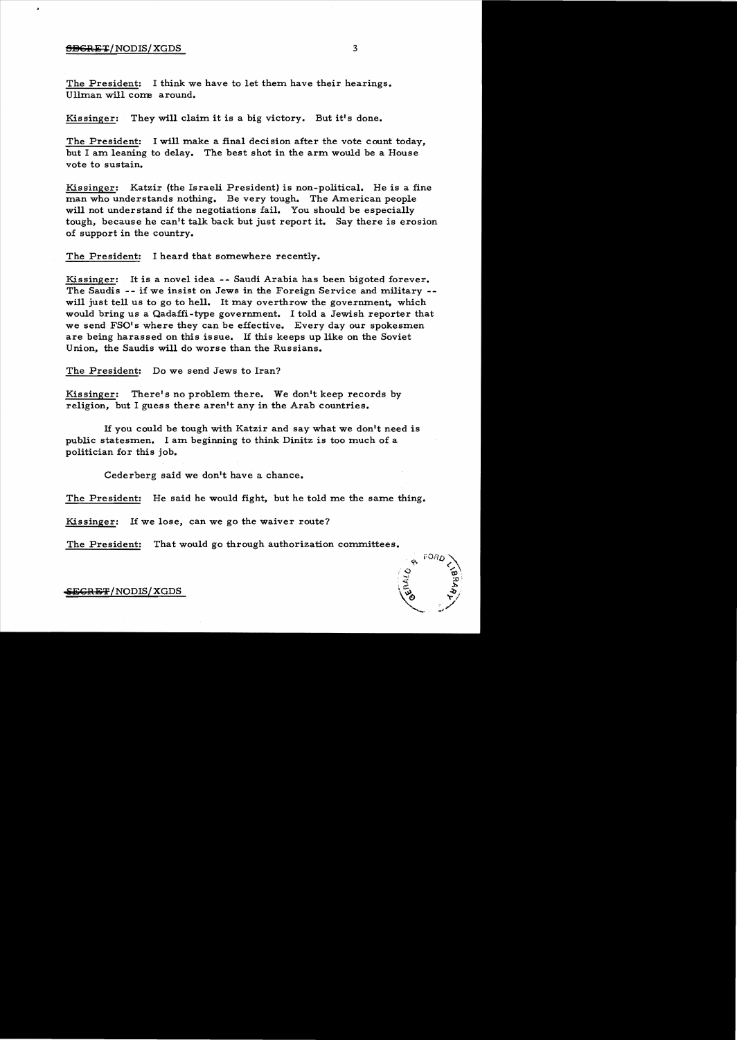The President: I think we have to let them have their hearings. Ullman will come around.

Kissinger: They will claim it is a big victory. But it's done.

The President: I will make a final decision after the vote count today, but I am leaning to delay. The best shot in the arm would be a House vote to sustain.

Kissinger: Katzir (the Israeli President) is non-political. He is a fine man who understands nothing. Be very tough. The American people will not understand if the negotiations fail. You should be especially tough, because he can't talk back but just report it. Say there is erosion of support in the country.

The President: I heard that somewhere recently.

Kissinger: It is a novel idea -- Saudi Arabia has been bigoted forever. The Saudis -- if we insist on Jews in the Foreign Service and military -- will just tell us to go to hell. It may overthrow the government, which would bring us a Qadaffi-type government. I told a Jewish reporter that we send FSO's where they can be effective. Every day our spokesmen are being harassed on this issue. If this keeps up like on the Soviet Union, the Saudis will do worse than the Russians.

The President: Do we send Jews to Iran?

Kissinger: There's no problem there. We don't keep records by religion, but I guess there aren't any in the Arab countries.

If you could be tough with Katzir and say what we don't need is public statesmen. I am beginning to think Dinitz is too much of a politician for this job.

Cederberg said we don't have a chance.

The President: He said he would fight, but he told me the same thing.

Kissinger: If we lose, can we go the waiver route?

The President: That would go through authorization committees.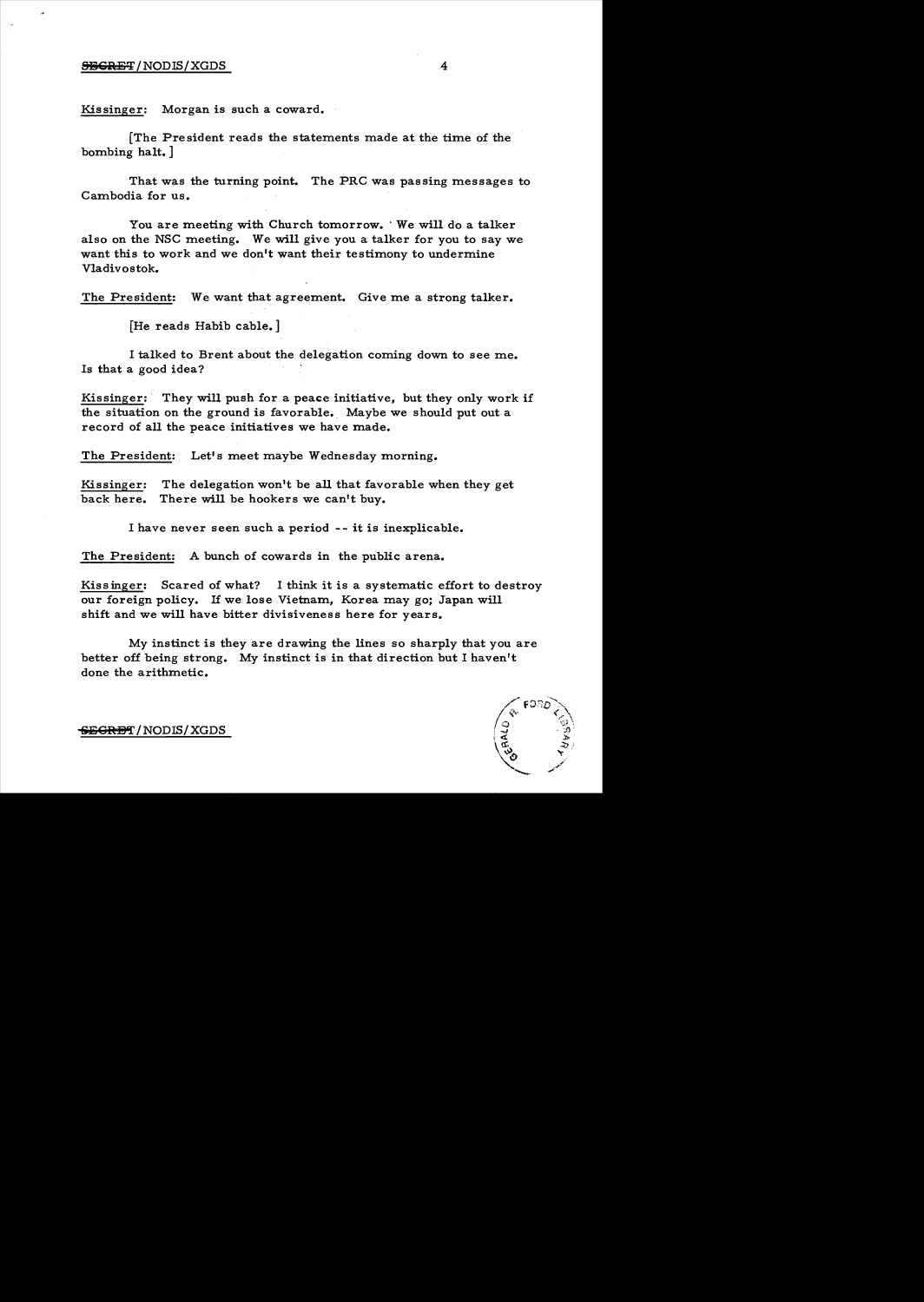Kissinger: Morgan is such a coward.

[The President reads the statements made at the time of the bombing halt.]

That was the turning point. The PRC was passing messages to Cambodia for us.

You are meeting with Church tomorrow. We will do a talker also on the NSC meeting. We will give you a talker for you to say we want this to work and we don't want their testimony to undermine Vladivostok.

The President: We want that agreement. Give me a strong talker.

[He reads Habib cable.]

I talked to Brent about the delegation coming down to see me. Is that a good idea?

Kissinger: They will push for a peace initiative, but they only work if the situation on the ground is favorable. Maybe we should put out a record of all the peace initiatives we have made.

The President: Let's meet maybe Wednesday morning.

Kissinger: The delegation won't be all that favorable when they get back here. There will be hookers we can't buy.

I have never seen such a period -- it is inexplicable.

The President: A bunch of cowards in the public arena.

Kissinger: Scared of what? I think it is a systematic effort to destroy our foreign policy. If we lose Vietnam, Korea may go; Japan will shift and we will have bitter divisiveness here for years.

My instinct is they are drawing the lines so sharply that you are better off being strong. My instinct is in that direction but I haven't done the arithmetic.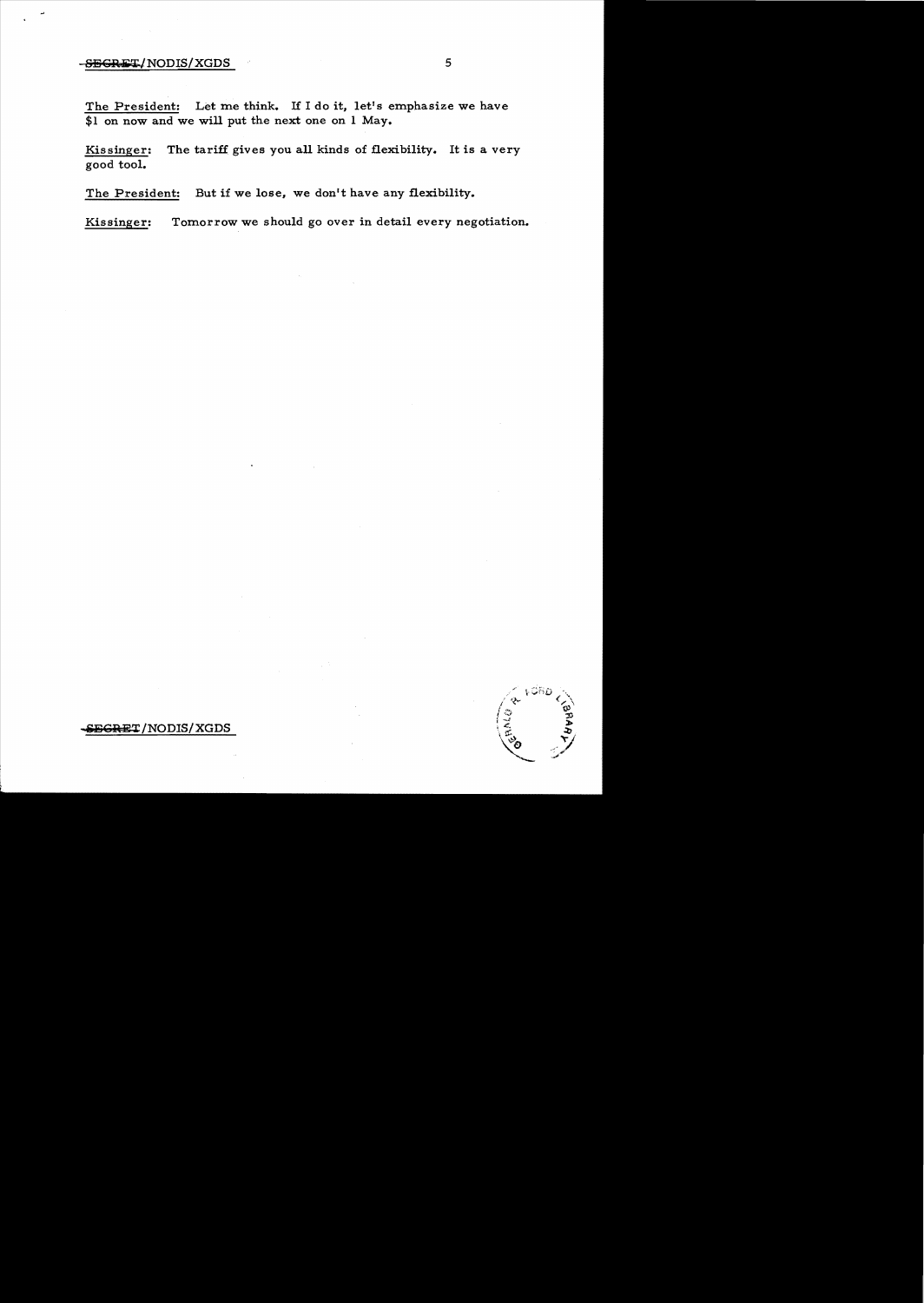The President: Let me think. If I do it, let's emphasize we have $1 on now and we will put the next one on 1 May.

Kissinger: The tariff gives you all kinds of flexibility. It is a very good tool.

The President: But if we lose, we don't have any flexibility.

Kissinger: Tomorrow we should go over in detail every negotiation.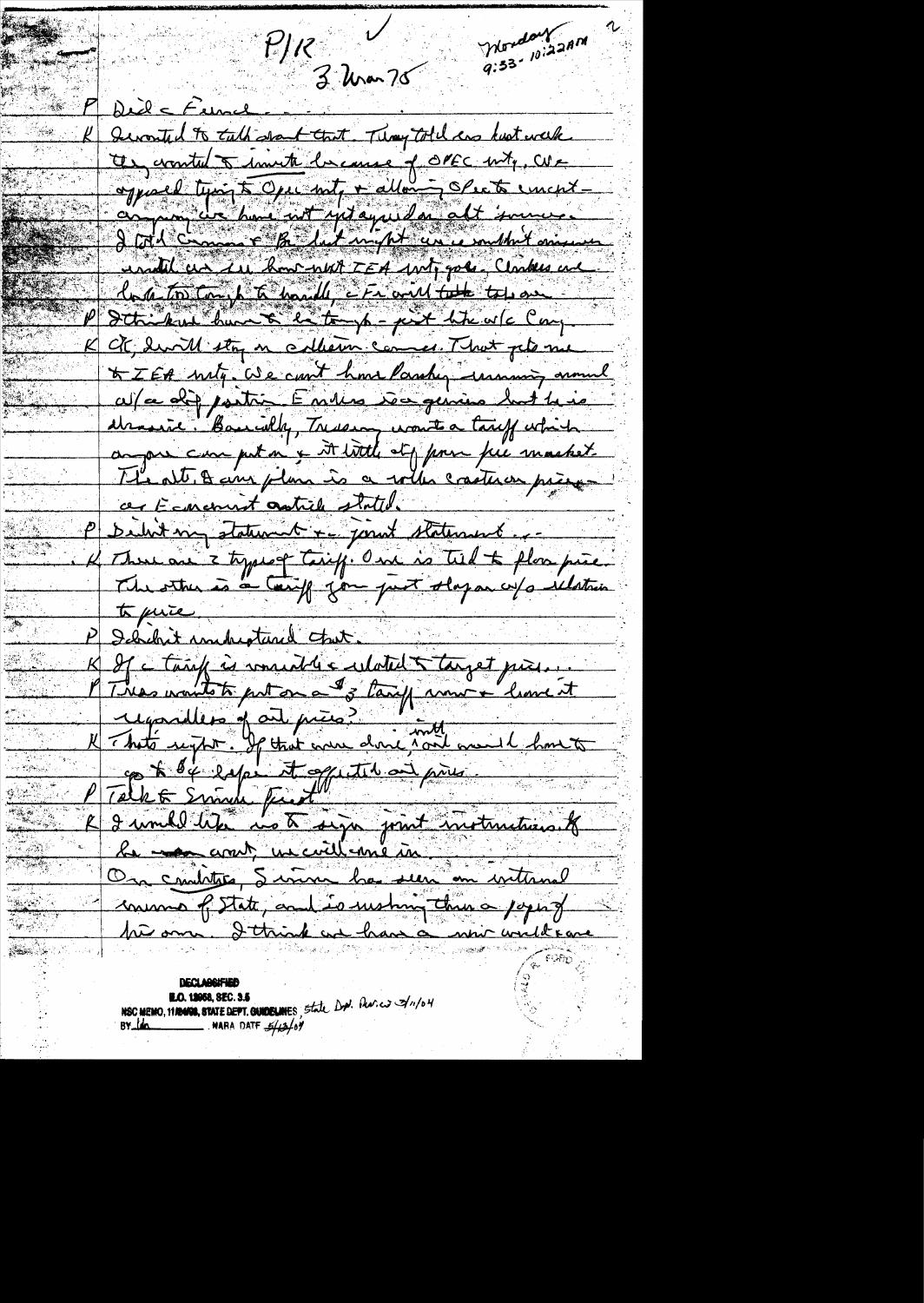P/K ✓ 3 Mar 75

Monday 9:33 - 10:22AM

P Did c French.

K I wanted to talk about that. They told us last week they wanted to invite because of OPEC mtg. We opposed trying to Opec mtg + allowing Opec to cancel - anyway we have not yet agreed on alt source. I told Sauvagnargues + Bo that might since we couldn't answer until we see how next IEA mtg goes. Clarke and Enders too tough to handle c Fr will take this on.

P I think Jim Bas is tough - just like w/c Cong.

K OK, I will stay on c then comes. That gets me to IEA mtg. We can't have Lasky running around w/a dif position. Enders is a genius but he is abrasive. Basically, Treasury wants a tariff which anyone can put on + it little diff from free market. The alt & Amer plan is a rather coercive price - as Economist article stated.

P Didn't my statement + joint statement . . .

K There are 2 types of tariff. One is tied to floor price. The other is a tariff you just slap on w/o relation to price.

P I didn't understand that.

K If c tariff is variable + related to target price . . .

P Treas wants to put on a $3 tariff now + leave it regardless of oil price?

K That's right. If that were done, intl oil would have to go to $4 before it affected oil price.

P Talk to Simon first.

K I would like us to sign joint instructions. If he won't, we will come in.

On countries, Simon has seen an internal memo of State, and is pushing thru a paper of his own. I think we have a new world economic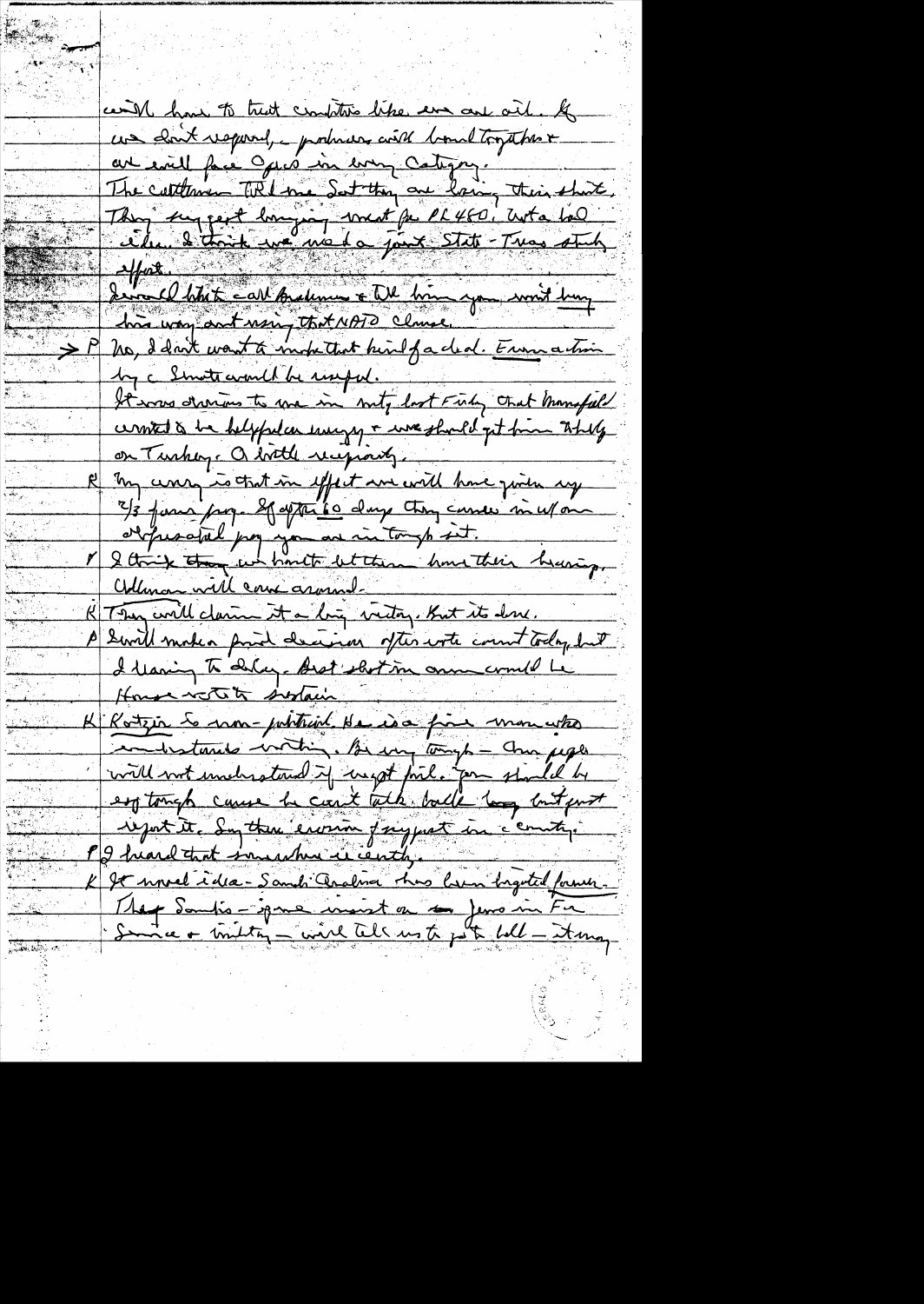will have to treat countries like we are oil. If we don't respond, producers will band together & we will face OPEC in every category.

The cattlemen told me that they are losing their shirts. They suggest bringing meat for PL480. Not a bad idea. I think we need a joint State-Treas study effort.

I would like to call Brademas & tell him you won't buy his way and using that NATO clause.

> P No, I don't want to make that kind of a deal. Even action by the Senate would be useful.

It was obvious to me in mtg last Friday that Mansfield wanted to be helpful on energy & we should get him totally on Turkey. A little reciprocity.

K My worry is that in effect we will have given up 2/3 of our program. If after 60 days they can renege we will our depreciated program we are in tough shape.

P I think they will have to let them have their hearing. Ullman will come around.

K They will claim it a big victory. But it's done.

P I will make a final decision after vote count today, but I leaning to delay. Best shot in arms would be House vote to sustain.

K Kotzer is non-political. He is a fine man who understands nothing. Be very tough – the people will not understand if Egypt fail. You should be very tough cause he can't talk back long but just report it. Say there is erosion of support in country.

P I heard that somewhere recently.

K It novel idea – Saudi Arabia has been boycotted firms. They Saudis – if we insist on no Jews in For Service & military – will tell us to go to hell – it may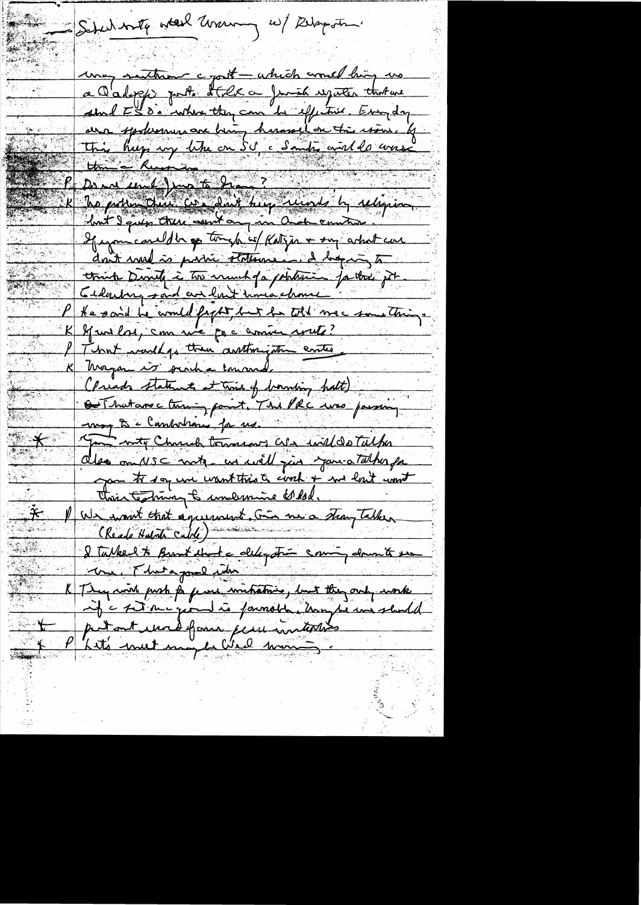Scheduling steel warning w/ Delegation.

may neither c part — which would bring us a Qaddafi part. I talk a Jewish up ___ that we should ESD's when they can be effective. Every day our spokesman are being harassed on this issue. If this keeps up like on SU, c Saudis will do worse than c Russians.

P Do we send Jews to Iran?

K No problem there. We don't keep records by religion but I guess there aren't any in Arab countries. If you could be tough w/ Katzir + say what we don't need is public statement. I beginning to think Dinitz is too much of a politician for this job. Goldberg said we lost in a church

P He said he would fight, but he told me something.

K If we lose, can we go c amicus route?

P That would go thru authorization cntte.

K Morgan is such a coward.

(Reads statement at time of bombing halt)

That was c turning point. The PRC was passing msg to c Cambodians for us.

* Your mtg Church tomorrow. We will do talker also on NSC mtg. We will give you a talker for you to say we want this to work + we don't want their testimony to undermine the deal.

* P We want that agreement. Give me a strong talker. (Reads Habib cable)

I talked to Brent about c delegation coming down to see you. That a good idea.

K They will push for peace initiative, but they only work if c ground is favorable. Maybe we should

* put out word of our peace initiatives

* P Let's meet maybe Wed morning.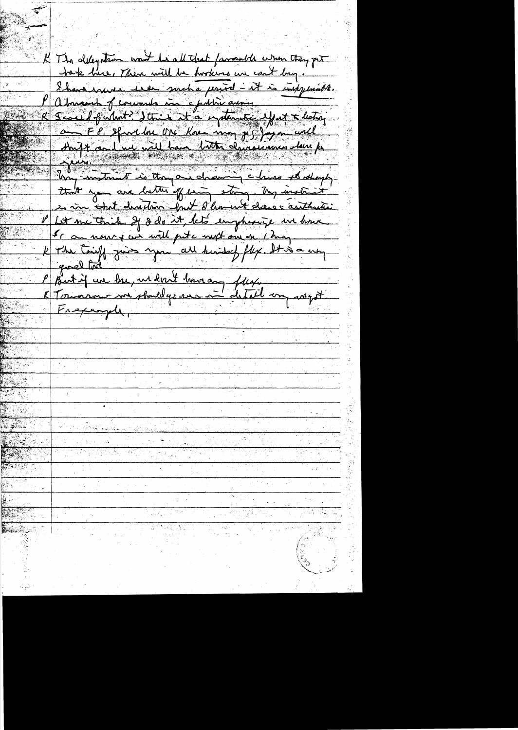K The delegation won't be all that favorable when they get back here. There will be bickering we can't buy.

I have never seen such a period - it is inexplicable.

P A bunch of cowards in a political arena.

K Scared of what? I think it's a systematic effort to destroy our FP. If we lose ME, Korea may go; Japan will drift and we will have bitter discussions here for years.

My instinct is they are drawing clues so sharply that you are better off being strong. My instinct is in that direction but I haven't done a authentic

P Let me think. If I do it, let's emphasize we have FR on now & we will put a mpt on on 1 May.

K The tariff gives you all kinds of flex. It is a very good tool

P But if we lose, we don't have any flex.

K Tomorrow we should go over in detail my report. For example,